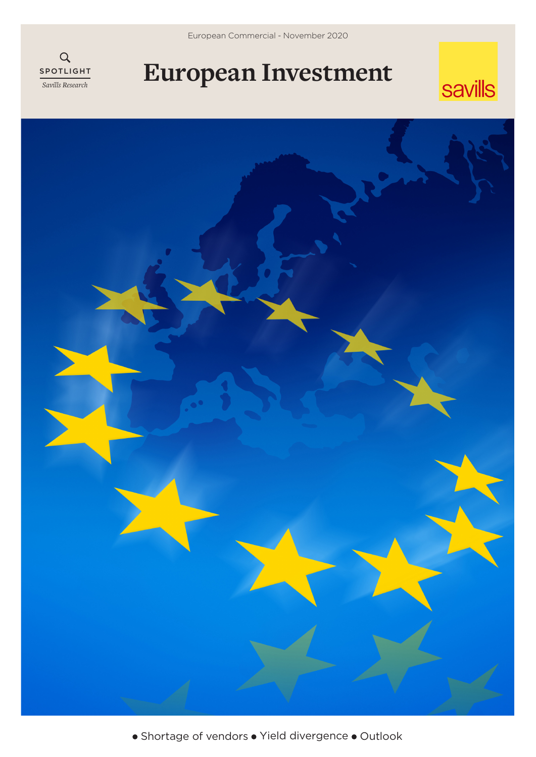European Commercial - November 2020

SPOTLIGHT

*Savills Research*

# European Investment

savills

- Shortage of vendors
- Yield divergence
- Outlook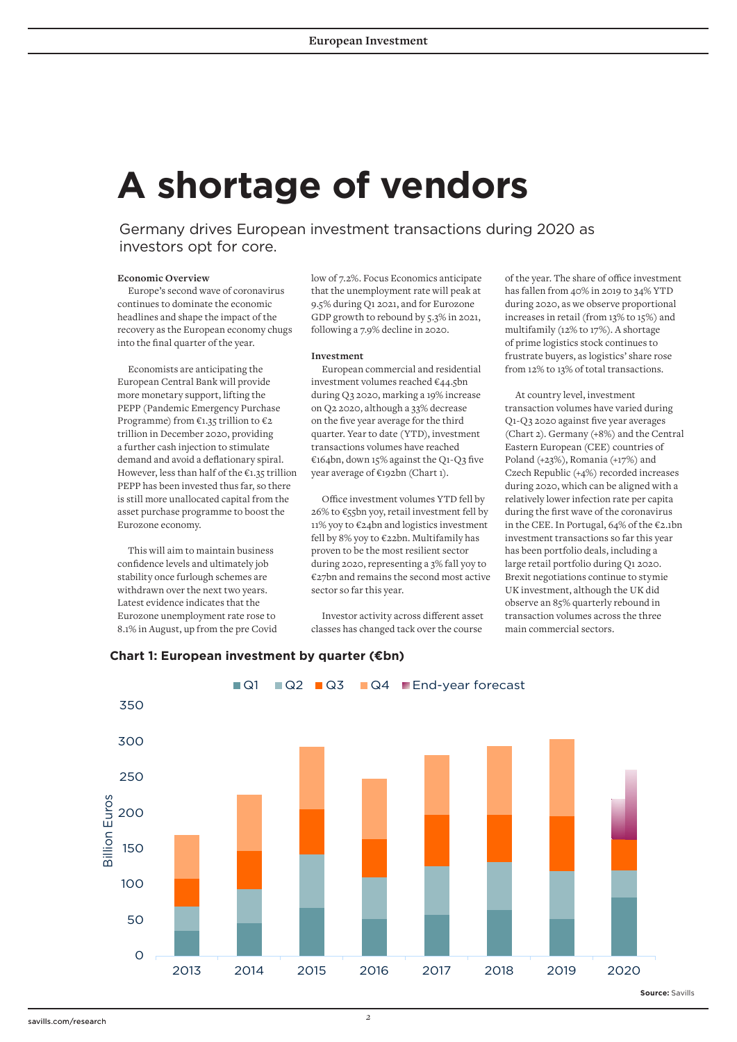# A shortage of vendors

Germany drives European investment transactions during 2020 as investors opt for core.

**Economic Overview**

Europe's second wave of coronavirus continues to dominate the economic headlines and shape the impact of the recovery as the European economy chugs into the final quarter of the year.

Economists are anticipating the European Central Bank will provide more monetary support, lifting the PEPP (Pandemic Emergency Purchase Programme) from €1.35 trillion to €2 trillion in December 2020, providing a further cash injection to stimulate demand and avoid a deflationary spiral. However, less than half of the €1.35 trillion PEPP has been invested thus far, so there is still more unallocated capital from the asset purchase programme to boost the Eurozone economy.

This will aim to maintain business confidence levels and ultimately job stability once furlough schemes are withdrawn over the next two years. Latest evidence indicates that the Eurozone unemployment rate rose to 8.1% in August, up from the pre Covid low of 7.2%. Focus Economics anticipate that the unemployment rate will peak at 9.5% during Q1 2021, and for Eurozone GDP growth to rebound by 5.3% in 2021, following a 7.9% decline in 2020.

**Investment**

European commercial and residential investment volumes reached €44.5bn during Q3 2020, marking a 19% increase on Q2 2020, although a 33% decrease on the five year average for the third quarter. Year to date (YTD), investment transactions volumes have reached €164bn, down 15% against the Q1-Q3 five year average of €192bn (Chart 1).

Office investment volumes YTD fell by 26% to €55bn yoy, retail investment fell by 11% yoy to €24bn and logistics investment fell by 8% yoy to €22bn. Multifamily has proven to be the most resilient sector during 2020, representing a 3% fall yoy to €27bn and remains the second most active sector so far this year.

Investor activity across different asset classes has changed tack over the course of the year. The share of office investment has fallen from 40% in 2019 to 34% YTD during 2020, as we observe proportional increases in retail (from 13% to 15%) and multifamily (12% to 17%). A shortage of prime logistics stock continues to frustrate buyers, as logistics' share rose from 12% to 13% of total transactions.

At country level, investment transaction volumes have varied during Q1-Q3 2020 against five year averages (Chart 2). Germany (+8%) and the Central Eastern European (CEE) countries of Poland (+23%), Romania (+17%) and Czech Republic (+4%) recorded increases during 2020, which can be aligned with a relatively lower infection rate per capita during the first wave of the coronavirus in the CEE. In Portugal, 64% of the €2.1bn investment transactions so far this year has been portfolio deals, including a large retail portfolio during Q1 2020. Brexit negotiations continue to stymie UK investment, although the UK did observe an 85% quarterly rebound in transaction volumes across the three main commercial sectors.

**Chart 1: European investment by quarter (€bn)**

Legend: Q1, Q2, Q3, Q4, End-year forecast

Y-axis: Billion Euros (0–350); X-axis: 2013, 2014, 2015, 2016, 2017, 2018, 2019, 2020

**Source:** Savills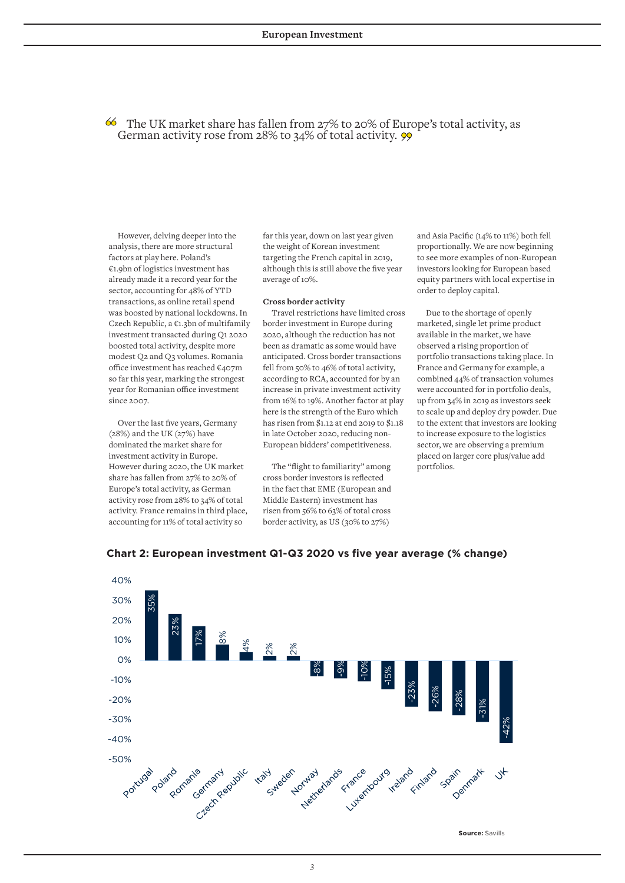> "The UK market share has fallen from 27% to 20% of Europe's total activity, as German activity rose from 28% to 34% of total activity."

However, delving deeper into the analysis, there are more structural factors at play here. Poland's €1.9bn of logistics investment has already made it a record year for the sector, accounting for 48% of YTD transactions, as online retail spend was boosted by national lockdowns. In Czech Republic, a €1.3bn of multifamily investment transacted during Q1 2020 boosted total activity, despite more modest Q2 and Q3 volumes. Romania office investment has reached €407m so far this year, marking the strongest year for Romanian office investment since 2007.

Over the last five years, Germany (28%) and the UK (27%) have dominated the market share for investment activity in Europe. However during 2020, the UK market share has fallen from 27% to 20% of Europe's total activity, as German activity rose from 28% to 34% of total activity. France remains in third place, accounting for 11% of total activity so far this year, down on last year given the weight of Korean investment targeting the French capital in 2019, although this is still above the five year average of 10%.

**Cross border activity**

Travel restrictions have limited cross border investment in Europe during 2020, although the reduction has not been as dramatic as some would have anticipated. Cross border transactions fell from 50% to 46% of total activity, according to RCA, accounted for by an increase in private investment activity from 16% to 19%. Another factor at play here is the strength of the Euro which has risen from \$1.12 at end 2019 to \$1.18 in late October 2020, reducing non-European bidders' competitiveness.

The "flight to familiarity" among cross border investors is reflected in the fact that EME (European and Middle Eastern) investment has risen from 56% to 63% of total cross border activity, as US (30% to 27%) and Asia Pacific (14% to 11%) both fell proportionally. We are now beginning to see more examples of non-European investors looking for European based equity partners with local expertise in order to deploy capital.

Due to the shortage of openly marketed, single let prime product available in the market, we have observed a rising proportion of portfolio transactions taking place. In France and Germany for example, a combined 44% of transaction volumes were accounted for in portfolio deals, up from 34% in 2019 as investors seek to scale up and deploy dry powder. Due to the extent that investors are looking to increase exposure to the logistics sector, we are observing a premium placed on larger core plus/value add portfolios.

**Chart 2: European investment Q1-Q3 2020 vs five year average (% change)**

| Country | % change |
|---|---|
| Portugal | 35% |
| Poland | 23% |
| Romania | 17% |
| Germany | 8% |
| Czech Republic | 4% |
| Italy | 2% |
| Sweden | 2% |
| Norway | -8% |
| Netherlands | -9% |
| France | -10% |
| Luxembourg | -15% |
| Ireland | -23% |
| Finland | -26% |
| Spain | -28% |
| Denmark | -31% |
| UK | -42% |

**Source:** Savills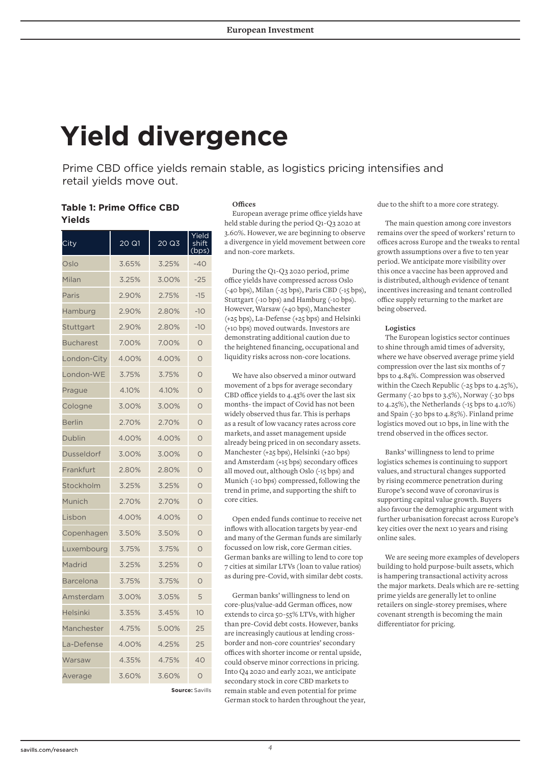# Yield divergence

Prime CBD office yields remain stable, as logistics pricing intensifies and retail yields move out.

**Table 1: Prime Office CBD Yields**

| City | 20 Q1 | 20 Q3 | Yield shift (bps) |
|---|---|---|---|
| Oslo | 3.65% | 3.25% | -40 |
| Milan | 3.25% | 3.00% | -25 |
| Paris | 2.90% | 2.75% | -15 |
| Hamburg | 2.90% | 2.80% | -10 |
| Stuttgart | 2.90% | 2.80% | -10 |
| Bucharest | 7.00% | 7.00% | 0 |
| London-City | 4.00% | 4.00% | 0 |
| London-WE | 3.75% | 3.75% | 0 |
| Prague | 4.10% | 4.10% | 0 |
| Cologne | 3.00% | 3.00% | 0 |
| Berlin | 2.70% | 2.70% | 0 |
| Dublin | 4.00% | 4.00% | 0 |
| Dusseldorf | 3.00% | 3.00% | 0 |
| Frankfurt | 2.80% | 2.80% | 0 |
| Stockholm | 3.25% | 3.25% | 0 |
| Munich | 2.70% | 2.70% | 0 |
| Lisbon | 4.00% | 4.00% | 0 |
| Copenhagen | 3.50% | 3.50% | 0 |
| Luxembourg | 3.75% | 3.75% | 0 |
| Madrid | 3.25% | 3.25% | 0 |
| Barcelona | 3.75% | 3.75% | 0 |
| Amsterdam | 3.00% | 3.05% | 5 |
| Helsinki | 3.35% | 3.45% | 10 |
| Manchester | 4.75% | 5.00% | 25 |
| La-Defense | 4.00% | 4.25% | 25 |
| Warsaw | 4.35% | 4.75% | 40 |
| Average | 3.60% | 3.60% | 0 |

**Source:** Savills

**Offices**

European average prime office yields have held stable during the period Q1-Q3 2020 at 3.60%. However, we are beginning to observe a divergence in yield movement between core and non-core markets.

During the Q1-Q3 2020 period, prime office yields have compressed across Oslo (-40 bps), Milan (-25 bps), Paris CBD (-15 bps), Stuttgart (-10 bps) and Hamburg (-10 bps). However, Warsaw (+40 bps), Manchester (+25 bps), La-Defense (+25 bps) and Helsinki (+10 bps) moved outwards. Investors are demonstrating additional caution due to the heightened financing, occupational and liquidity risks across non-core locations.

We have also observed a minor outward movement of 2 bps for average secondary CBD office yields to 4.43% over the last six months- the impact of Covid has not been widely observed thus far. This is perhaps as a result of low vacancy rates across core markets, and asset management upside already being priced in on secondary assets. Manchester (+25 bps), Helsinki (+20 bps) and Amsterdam (+15 bps) secondary offices all moved out, although Oslo (-15 bps) and Munich (-10 bps) compressed, following the trend in prime, and supporting the shift to core cities.

Open ended funds continue to receive net inflows with allocation targets by year-end and many of the German funds are similarly focussed on low risk, core German cities. German banks are willing to lend to core top 7 cities at similar LTVs (loan to value ratios) as during pre-Covid, with similar debt costs.

German banks' willingness to lend on core-plus/value-add German offices, now extends to circa 50-55% LTVs, with higher than pre-Covid debt costs. However, banks are increasingly cautious at lending cross-border and non-core countries' secondary offices with shorter income or rental upside, could observe minor corrections in pricing. Into Q4 2020 and early 2021, we anticipate secondary stock in core CBD markets to remain stable and even potential for prime German stock to harden throughout the year, due to the shift to a more core strategy.

The main question among core investors remains over the speed of workers' return to offices across Europe and the tweaks to rental growth assumptions over a five to ten year period. We anticipate more visibility over this once a vaccine has been approved and is distributed, although evidence of tenant incentives increasing and tenant controlled office supply returning to the market are being observed.

**Logistics**

The European logistics sector continues to shine through amid times of adversity, where we have observed average prime yield compression over the last six months of 7 bps to 4.84%. Compression was observed within the Czech Republic (-25 bps to 4.25%), Germany (-20 bps to 3.5%), Norway (-30 bps to 4.25%), the Netherlands (-15 bps to 4.10%) and Spain (-30 bps to 4.85%). Finland prime logistics moved out 10 bps, in line with the trend observed in the offices sector.

Banks' willingness to lend to prime logistics schemes is continuing to support values, and structural changes supported by rising ecommerce penetration during Europe's second wave of coronavirus is supporting capital value growth. Buyers also favour the demographic argument with further urbanisation forecast across Europe's key cities over the next 10 years and rising online sales.

We are seeing more examples of developers building to hold purpose-built assets, which is hampering transactional activity across the major markets. Deals which are re-setting prime yields are generally let to online retailers on single-storey premises, where covenant strength is becoming the main differentiator for pricing.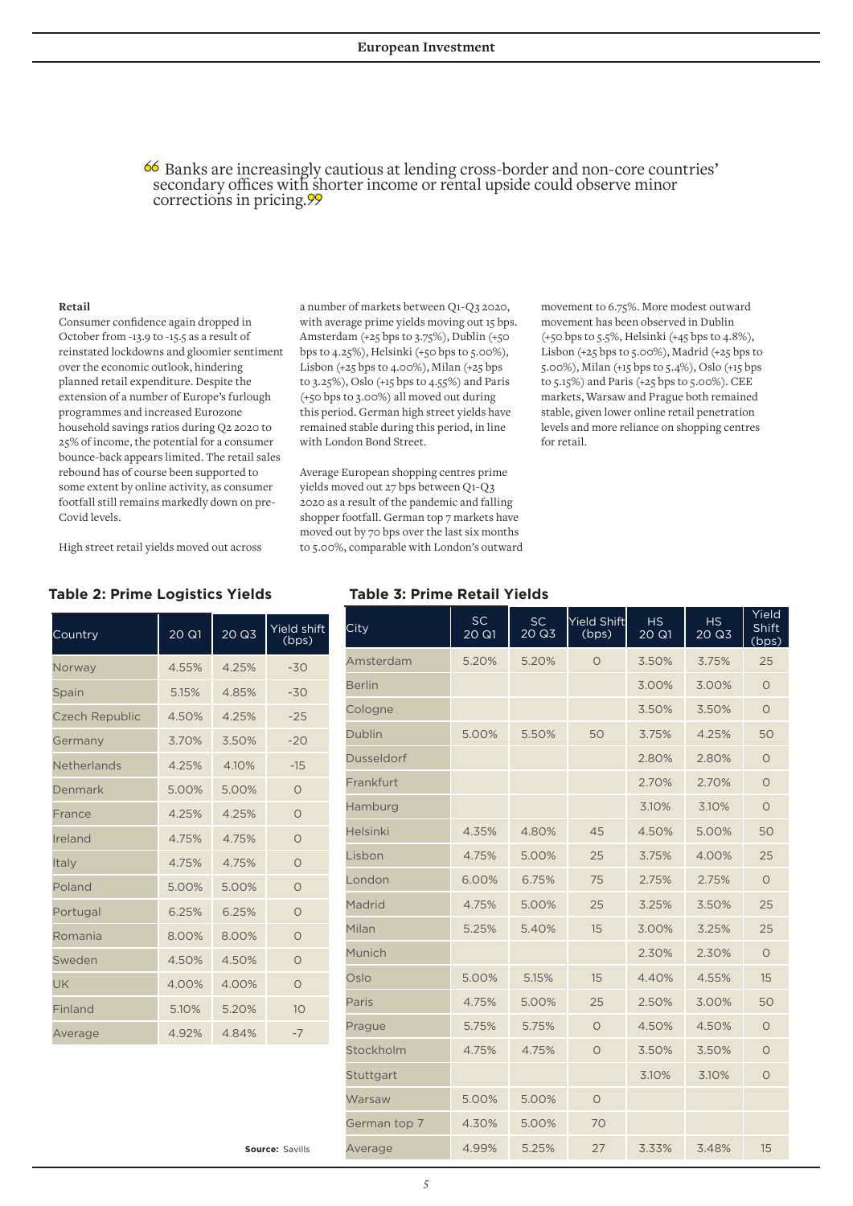> Banks are increasingly cautious at lending cross-border and non-core countries' secondary offices with shorter income or rental upside could observe minor corrections in pricing.

**Retail**

Consumer confidence again dropped in October from -13.9 to -15.5 as a result of reinstated lockdowns and gloomier sentiment over the economic outlook, hindering planned retail expenditure. Despite the extension of a number of Europe's furlough programmes and increased Eurozone household savings ratios during Q2 2020 to 25% of income, the potential for a consumer bounce-back appears limited. The retail sales rebound has of course been supported to some extent by online activity, as consumer footfall still remains markedly down on pre-Covid levels.

High street retail yields moved out across a number of markets between Q1-Q3 2020, with average prime yields moving out 15 bps. Amsterdam (+25 bps to 3.75%), Dublin (+50 bps to 4.25%), Helsinki (+50 bps to 5.00%), Lisbon (+25 bps to 4.00%), Milan (+25 bps to 3.25%), Oslo (+15 bps to 4.55%) and Paris (+50 bps to 3.00%) all moved out during this period. German high street yields have remained stable during this period, in line with London Bond Street.

Average European shopping centres prime yields moved out 27 bps between Q1-Q3 2020 as a result of the pandemic and falling shopper footfall. German top 7 markets have moved out by 70 bps over the last six months to 5.00%, comparable with London's outward movement to 6.75%. More modest outward movement has been observed in Dublin (+50 bps to 5.5%, Helsinki (+45 bps to 4.8%), Lisbon (+25 bps to 5.00%), Madrid (+25 bps to 5.00%), Milan (+15 bps to 5.4%), Oslo (+15 bps to 5.15%) and Paris (+25 bps to 5.00%). CEE markets, Warsaw and Prague both remained stable, given lower online retail penetration levels and more reliance on shopping centres for retail.

**Table 2: Prime Logistics Yields**

| Country | 20 Q1 | 20 Q3 | Yield shift (bps) |
|---|---|---|---|
| Norway | 4.55% | 4.25% | -30 |
| Spain | 5.15% | 4.85% | -30 |
| Czech Republic | 4.50% | 4.25% | -25 |
| Germany | 3.70% | 3.50% | -20 |
| Netherlands | 4.25% | 4.10% | -15 |
| Denmark | 5.00% | 5.00% | 0 |
| France | 4.25% | 4.25% | 0 |
| Ireland | 4.75% | 4.75% | 0 |
| Italy | 4.75% | 4.75% | 0 |
| Poland | 5.00% | 5.00% | 0 |
| Portugal | 6.25% | 6.25% | 0 |
| Romania | 8.00% | 8.00% | 0 |
| Sweden | 4.50% | 4.50% | 0 |
| UK | 4.00% | 4.00% | 0 |
| Finland | 5.10% | 5.20% | 10 |
| Average | 4.92% | 4.84% | -7 |

**Table 3: Prime Retail Yields**

| City | SC 20 Q1 | SC 20 Q3 | Yield Shift (bps) | HS 20 Q1 | HS 20 Q3 | Yield Shift (bps) |
|---|---|---|---|---|---|---|
| Amsterdam | 5.20% | 5.20% | 0 | 3.50% | 3.75% | 25 |
| Berlin | | | | 3.00% | 3.00% | 0 |
| Cologne | | | | 3.50% | 3.50% | 0 |
| Dublin | 5.00% | 5.50% | 50 | 3.75% | 4.25% | 50 |
| Dusseldorf | | | | 2.80% | 2.80% | 0 |
| Frankfurt | | | | 2.70% | 2.70% | 0 |
| Hamburg | | | | 3.10% | 3.10% | 0 |
| Helsinki | 4.35% | 4.80% | 45 | 4.50% | 5.00% | 50 |
| Lisbon | 4.75% | 5.00% | 25 | 3.75% | 4.00% | 25 |
| London | 6.00% | 6.75% | 75 | 2.75% | 2.75% | 0 |
| Madrid | 4.75% | 5.00% | 25 | 3.25% | 3.50% | 25 |
| Milan | 5.25% | 5.40% | 15 | 3.00% | 3.25% | 25 |
| Munich | | | | 2.30% | 2.30% | 0 |
| Oslo | 5.00% | 5.15% | 15 | 4.40% | 4.55% | 15 |
| Paris | 4.75% | 5.00% | 25 | 2.50% | 3.00% | 50 |
| Prague | 5.75% | 5.75% | 0 | 4.50% | 4.50% | 0 |
| Stockholm | 4.75% | 4.75% | 0 | 3.50% | 3.50% | 0 |
| Stuttgart | | | | 3.10% | 3.10% | 0 |
| Warsaw | 5.00% | 5.00% | 0 | | | |
| German top 7 | 4.30% | 5.00% | 70 | | | |
| Average | 4.99% | 5.25% | 27 | 3.33% | 3.48% | 15 |

**Source:** Savills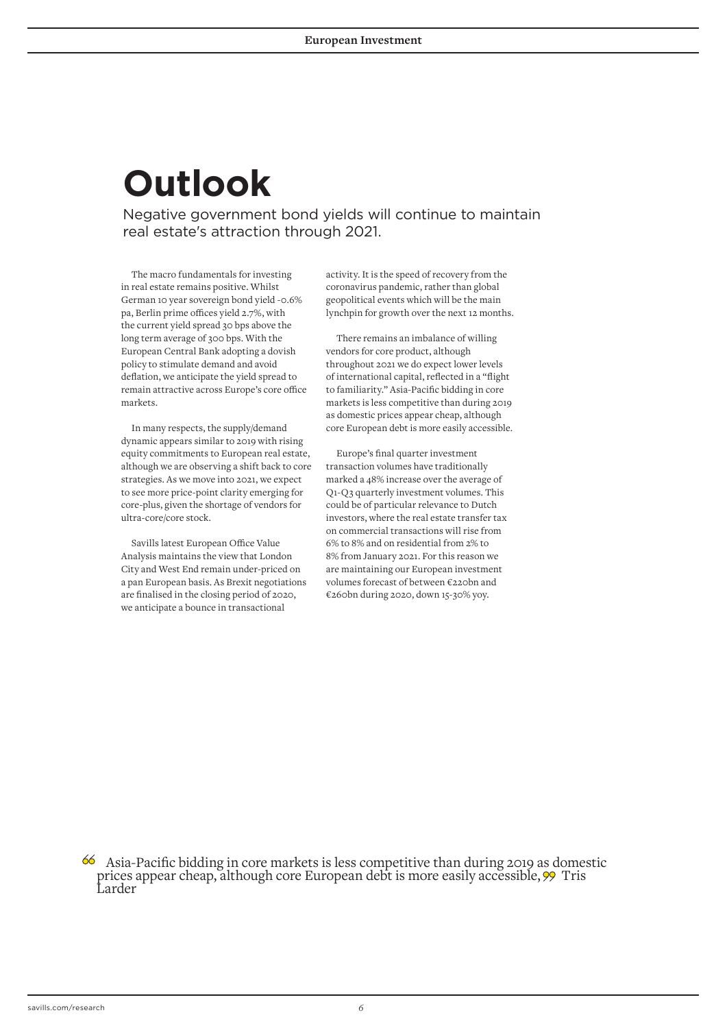# Outlook

Negative government bond yields will continue to maintain real estate's attraction through 2021.

The macro fundamentals for investing in real estate remains positive. Whilst German 10 year sovereign bond yield -0.6% pa, Berlin prime offices yield 2.7%, with the current yield spread 30 bps above the long term average of 300 bps. With the European Central Bank adopting a dovish policy to stimulate demand and avoid deflation, we anticipate the yield spread to remain attractive across Europe's core office markets.

In many respects, the supply/demand dynamic appears similar to 2019 with rising equity commitments to European real estate, although we are observing a shift back to core strategies. As we move into 2021, we expect to see more price-point clarity emerging for core-plus, given the shortage of vendors for ultra-core/core stock.

Savills latest European Office Value Analysis maintains the view that London City and West End remain under-priced on a pan European basis. As Brexit negotiations are finalised in the closing period of 2020, we anticipate a bounce in transactional activity. It is the speed of recovery from the coronavirus pandemic, rather than global geopolitical events which will be the main lynchpin for growth over the next 12 months.

There remains an imbalance of willing vendors for core product, although throughout 2021 we do expect lower levels of international capital, reflected in a "flight to familiarity." Asia-Pacific bidding in core markets is less competitive than during 2019 as domestic prices appear cheap, although core European debt is more easily accessible.

Europe's final quarter investment transaction volumes have traditionally marked a 48% increase over the average of Q1-Q3 quarterly investment volumes. This could be of particular relevance to Dutch investors, where the real estate transfer tax on commercial transactions will rise from 6% to 8% and on residential from 2% to 8% from January 2021. For this reason we are maintaining our European investment volumes forecast of between €220bn and €260bn during 2020, down 15-30% yoy.

> "Asia-Pacific bidding in core markets is less competitive than during 2019 as domestic prices appear cheap, although core European debt is more easily accessible," Tris Larder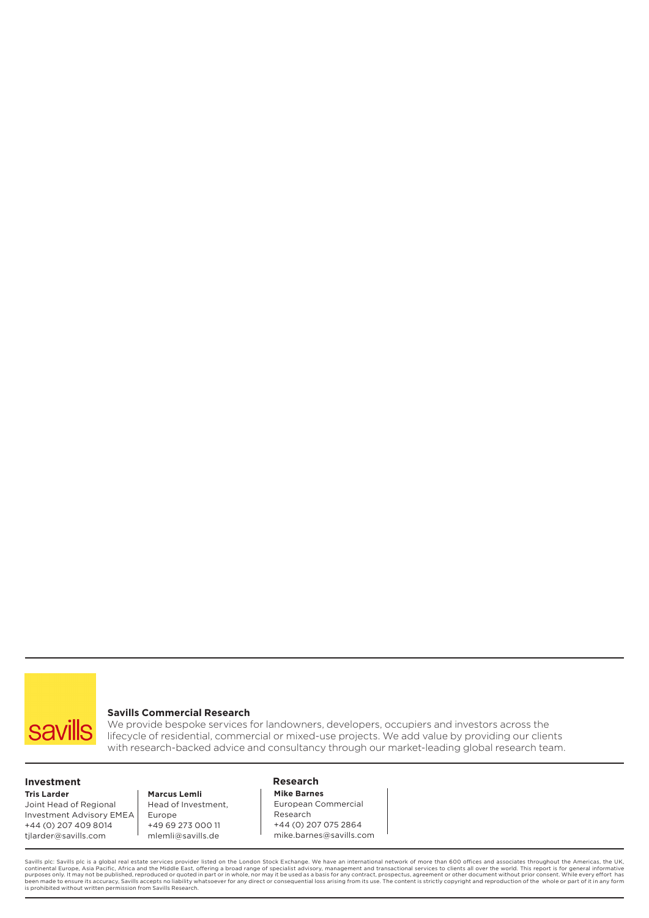savills

**Savills Commercial Research**

We provide bespoke services for landowners, developers, occupiers and investors across the lifecycle of residential, commercial or mixed-use projects. We add value by providing our clients with research-backed advice and consultancy through our market-leading global research team.

**Investment**

**Tris Larder**
Joint Head of Regional Investment Advisory EMEA
+44 (0) 207 409 8014
tjlarder@savills.com

**Marcus Lemli**
Head of Investment, Europe
+49 69 273 000 11
mlemli@savills.de

**Research**

**Mike Barnes**
European Commercial Research
+44 (0) 207 075 2864
mike.barnes@savills.com

Savills plc: Savills plc is a global real estate services provider listed on the London Stock Exchange. We have an international network of more than 600 offices and associates throughout the Americas, the UK, continental Europe, Asia Pacific, Africa and the Middle East, offering a broad range of specialist advisory, management and transactional services to clients all over the world. This report is for general informative purposes only. It may not be published, reproduced or quoted in part or in whole, nor may it be used as a basis for any contract, prospectus, agreement or other document without prior consent. While every effort has been made to ensure its accuracy, Savills accepts no liability whatsoever for any direct or consequential loss arising from its use. The content is strictly copyright and reproduction of the whole or part of it in any form is prohibited without written permission from Savills Research.